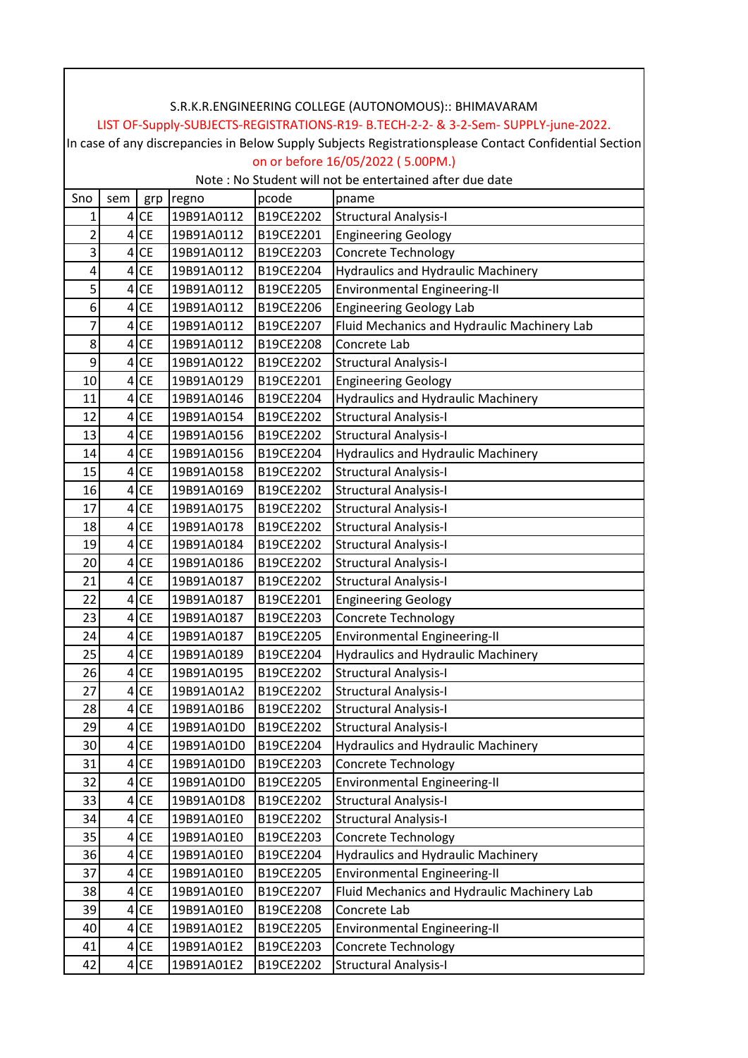S.R.K.R.ENGINEERING COLLEGE (AUTONOMOUS):: BHIMAVARAM

LIST OF-Supply-SUBJECTS-REGISTRATIONS-R19- B.TECH-2-2- & 3-2-Sem- SUPPLY-june-2022.

In case of any discrepancies in Below Supply Subjects Registrationsplease Contact Confidential Section on or before 16/05/2022 ( 5.00PM.)

Note : No Student will not be entertained after due date

| Sno | sem | grp | regno | pcode | pname |
|---|---|---|---|---|---|
| 1 | 4 | CE | 19B91A0112 | B19CE2202 | Structural Analysis-I |
| 2 | 4 | CE | 19B91A0112 | B19CE2201 | Engineering Geology |
| 3 | 4 | CE | 19B91A0112 | B19CE2203 | Concrete Technology |
| 4 | 4 | CE | 19B91A0112 | B19CE2204 | Hydraulics and Hydraulic Machinery |
| 5 | 4 | CE | 19B91A0112 | B19CE2205 | Environmental Engineering-II |
| 6 | 4 | CE | 19B91A0112 | B19CE2206 | Engineering Geology Lab |
| 7 | 4 | CE | 19B91A0112 | B19CE2207 | Fluid Mechanics and Hydraulic Machinery Lab |
| 8 | 4 | CE | 19B91A0112 | B19CE2208 | Concrete Lab |
| 9 | 4 | CE | 19B91A0122 | B19CE2202 | Structural Analysis-I |
| 10 | 4 | CE | 19B91A0129 | B19CE2201 | Engineering Geology |
| 11 | 4 | CE | 19B91A0146 | B19CE2204 | Hydraulics and Hydraulic Machinery |
| 12 | 4 | CE | 19B91A0154 | B19CE2202 | Structural Analysis-I |
| 13 | 4 | CE | 19B91A0156 | B19CE2202 | Structural Analysis-I |
| 14 | 4 | CE | 19B91A0156 | B19CE2204 | Hydraulics and Hydraulic Machinery |
| 15 | 4 | CE | 19B91A0158 | B19CE2202 | Structural Analysis-I |
| 16 | 4 | CE | 19B91A0169 | B19CE2202 | Structural Analysis-I |
| 17 | 4 | CE | 19B91A0175 | B19CE2202 | Structural Analysis-I |
| 18 | 4 | CE | 19B91A0178 | B19CE2202 | Structural Analysis-I |
| 19 | 4 | CE | 19B91A0184 | B19CE2202 | Structural Analysis-I |
| 20 | 4 | CE | 19B91A0186 | B19CE2202 | Structural Analysis-I |
| 21 | 4 | CE | 19B91A0187 | B19CE2202 | Structural Analysis-I |
| 22 | 4 | CE | 19B91A0187 | B19CE2201 | Engineering Geology |
| 23 | 4 | CE | 19B91A0187 | B19CE2203 | Concrete Technology |
| 24 | 4 | CE | 19B91A0187 | B19CE2205 | Environmental Engineering-II |
| 25 | 4 | CE | 19B91A0189 | B19CE2204 | Hydraulics and Hydraulic Machinery |
| 26 | 4 | CE | 19B91A0195 | B19CE2202 | Structural Analysis-I |
| 27 | 4 | CE | 19B91A01A2 | B19CE2202 | Structural Analysis-I |
| 28 | 4 | CE | 19B91A01B6 | B19CE2202 | Structural Analysis-I |
| 29 | 4 | CE | 19B91A01D0 | B19CE2202 | Structural Analysis-I |
| 30 | 4 | CE | 19B91A01D0 | B19CE2204 | Hydraulics and Hydraulic Machinery |
| 31 | 4 | CE | 19B91A01D0 | B19CE2203 | Concrete Technology |
| 32 | 4 | CE | 19B91A01D0 | B19CE2205 | Environmental Engineering-II |
| 33 | 4 | CE | 19B91A01D8 | B19CE2202 | Structural Analysis-I |
| 34 | 4 | CE | 19B91A01E0 | B19CE2202 | Structural Analysis-I |
| 35 | 4 | CE | 19B91A01E0 | B19CE2203 | Concrete Technology |
| 36 | 4 | CE | 19B91A01E0 | B19CE2204 | Hydraulics and Hydraulic Machinery |
| 37 | 4 | CE | 19B91A01E0 | B19CE2205 | Environmental Engineering-II |
| 38 | 4 | CE | 19B91A01E0 | B19CE2207 | Fluid Mechanics and Hydraulic Machinery Lab |
| 39 | 4 | CE | 19B91A01E0 | B19CE2208 | Concrete Lab |
| 40 | 4 | CE | 19B91A01E2 | B19CE2205 | Environmental Engineering-II |
| 41 | 4 | CE | 19B91A01E2 | B19CE2203 | Concrete Technology |
| 42 | 4 | CE | 19B91A01E2 | B19CE2202 | Structural Analysis-I |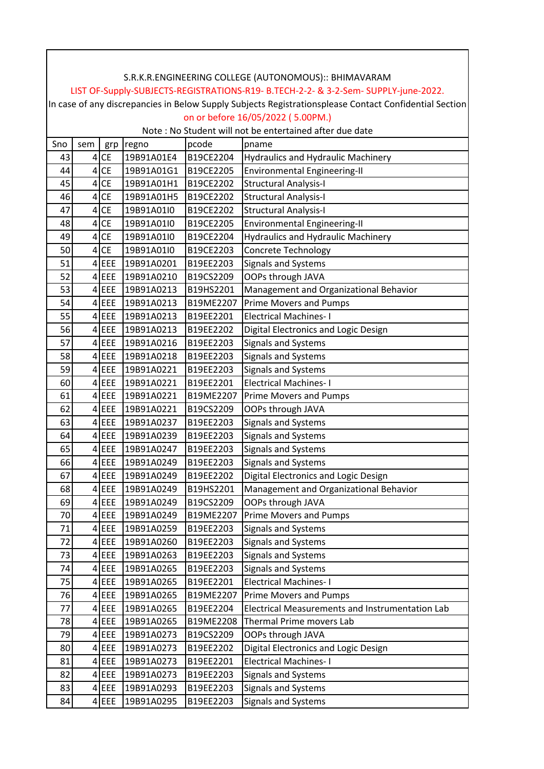S.R.K.R.ENGINEERING COLLEGE (AUTONOMOUS):: BHIMAVARAM

LIST OF-Supply-SUBJECTS-REGISTRATIONS-R19- B.TECH-2-2- & 3-2-Sem- SUPPLY-june-2022.

In case of any discrepancies in Below Supply Subjects Registrationsplease Contact Confidential Section on or before 16/05/2022 ( 5.00PM.)

Note : No Student will not be entertained after due date

| Sno | sem | grp | regno | pcode | pname |
|---|---|---|---|---|---|
| 43 | 4 | CE | 19B91A01E4 | B19CE2204 | Hydraulics and Hydraulic Machinery |
| 44 | 4 | CE | 19B91A01G1 | B19CE2205 | Environmental Engineering-II |
| 45 | 4 | CE | 19B91A01H1 | B19CE2202 | Structural Analysis-I |
| 46 | 4 | CE | 19B91A01H5 | B19CE2202 | Structural Analysis-I |
| 47 | 4 | CE | 19B91A01I0 | B19CE2202 | Structural Analysis-I |
| 48 | 4 | CE | 19B91A01I0 | B19CE2205 | Environmental Engineering-II |
| 49 | 4 | CE | 19B91A01I0 | B19CE2204 | Hydraulics and Hydraulic Machinery |
| 50 | 4 | CE | 19B91A01I0 | B19CE2203 | Concrete Technology |
| 51 | 4 | EEE | 19B91A0201 | B19EE2203 | Signals and Systems |
| 52 | 4 | EEE | 19B91A0210 | B19CS2209 | OOPs through JAVA |
| 53 | 4 | EEE | 19B91A0213 | B19HS2201 | Management and Organizational Behavior |
| 54 | 4 | EEE | 19B91A0213 | B19ME2207 | Prime Movers and Pumps |
| 55 | 4 | EEE | 19B91A0213 | B19EE2201 | Electrical Machines- I |
| 56 | 4 | EEE | 19B91A0213 | B19EE2202 | Digital Electronics and Logic Design |
| 57 | 4 | EEE | 19B91A0216 | B19EE2203 | Signals and Systems |
| 58 | 4 | EEE | 19B91A0218 | B19EE2203 | Signals and Systems |
| 59 | 4 | EEE | 19B91A0221 | B19EE2203 | Signals and Systems |
| 60 | 4 | EEE | 19B91A0221 | B19EE2201 | Electrical Machines- I |
| 61 | 4 | EEE | 19B91A0221 | B19ME2207 | Prime Movers and Pumps |
| 62 | 4 | EEE | 19B91A0221 | B19CS2209 | OOPs through JAVA |
| 63 | 4 | EEE | 19B91A0237 | B19EE2203 | Signals and Systems |
| 64 | 4 | EEE | 19B91A0239 | B19EE2203 | Signals and Systems |
| 65 | 4 | EEE | 19B91A0247 | B19EE2203 | Signals and Systems |
| 66 | 4 | EEE | 19B91A0249 | B19EE2203 | Signals and Systems |
| 67 | 4 | EEE | 19B91A0249 | B19EE2202 | Digital Electronics and Logic Design |
| 68 | 4 | EEE | 19B91A0249 | B19HS2201 | Management and Organizational Behavior |
| 69 | 4 | EEE | 19B91A0249 | B19CS2209 | OOPs through JAVA |
| 70 | 4 | EEE | 19B91A0249 | B19ME2207 | Prime Movers and Pumps |
| 71 | 4 | EEE | 19B91A0259 | B19EE2203 | Signals and Systems |
| 72 | 4 | EEE | 19B91A0260 | B19EE2203 | Signals and Systems |
| 73 | 4 | EEE | 19B91A0263 | B19EE2203 | Signals and Systems |
| 74 | 4 | EEE | 19B91A0265 | B19EE2203 | Signals and Systems |
| 75 | 4 | EEE | 19B91A0265 | B19EE2201 | Electrical Machines- I |
| 76 | 4 | EEE | 19B91A0265 | B19ME2207 | Prime Movers and Pumps |
| 77 | 4 | EEE | 19B91A0265 | B19EE2204 | Electrical Measurements and Instrumentation Lab |
| 78 | 4 | EEE | 19B91A0265 | B19ME2208 | Thermal Prime movers Lab |
| 79 | 4 | EEE | 19B91A0273 | B19CS2209 | OOPs through JAVA |
| 80 | 4 | EEE | 19B91A0273 | B19EE2202 | Digital Electronics and Logic Design |
| 81 | 4 | EEE | 19B91A0273 | B19EE2201 | Electrical Machines- I |
| 82 | 4 | EEE | 19B91A0273 | B19EE2203 | Signals and Systems |
| 83 | 4 | EEE | 19B91A0293 | B19EE2203 | Signals and Systems |
| 84 | 4 | EEE | 19B91A0295 | B19EE2203 | Signals and Systems |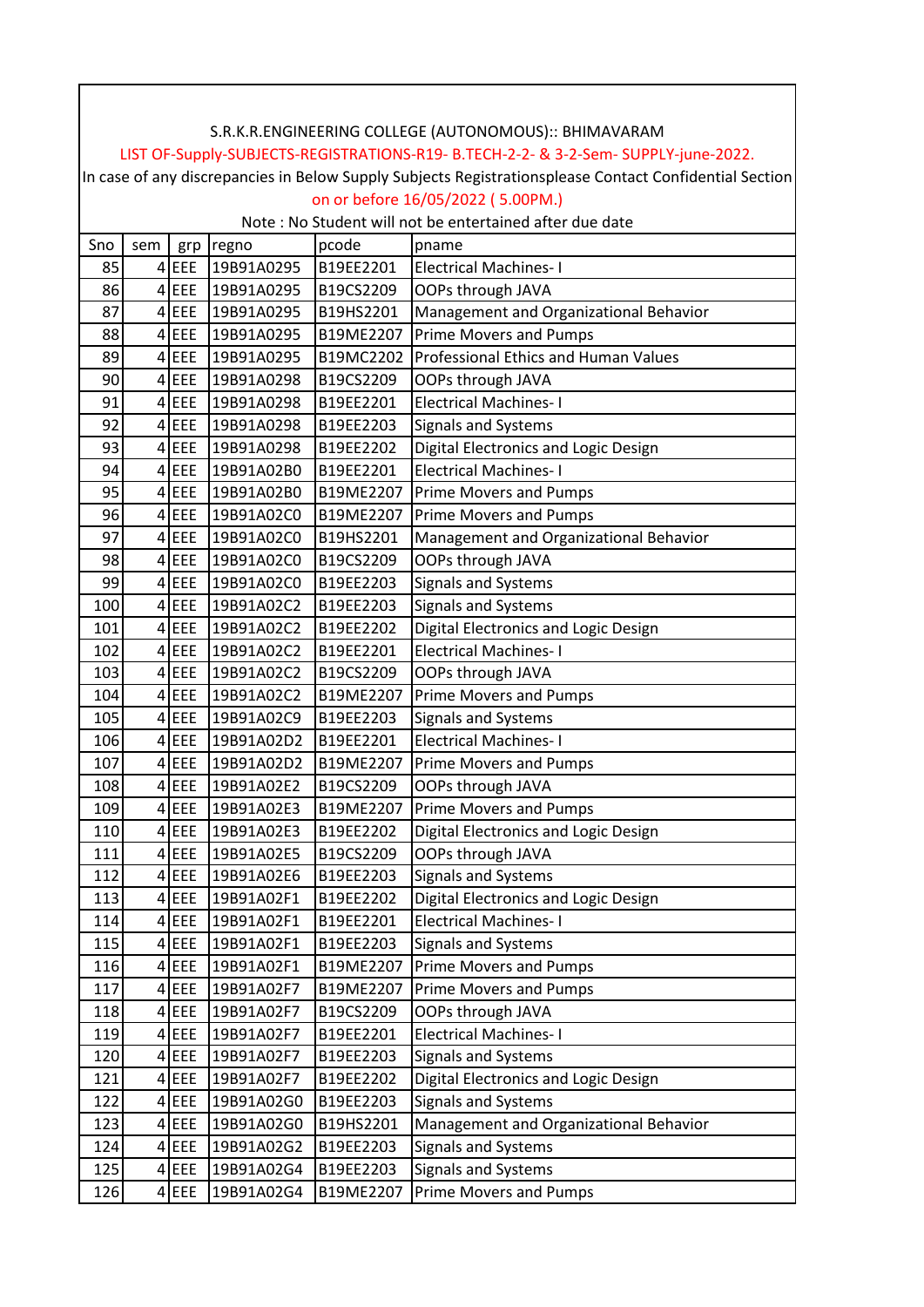S.R.K.R.ENGINEERING COLLEGE (AUTONOMOUS):: BHIMAVARAM

LIST OF-Supply-SUBJECTS-REGISTRATIONS-R19- B.TECH-2-2- & 3-2-Sem- SUPPLY-june-2022.

In case of any discrepancies in Below Supply Subjects Registrationsplease Contact Confidential Section on or before 16/05/2022 ( 5.00PM.)

Note : No Student will not be entertained after due date

| Sno | sem | grp | regno | pcode | pname |
|---|---|---|---|---|---|
| 85 | 4 | EEE | 19B91A0295 | B19EE2201 | Electrical Machines- I |
| 86 | 4 | EEE | 19B91A0295 | B19CS2209 | OOPs through JAVA |
| 87 | 4 | EEE | 19B91A0295 | B19HS2201 | Management and Organizational Behavior |
| 88 | 4 | EEE | 19B91A0295 | B19ME2207 | Prime Movers and Pumps |
| 89 | 4 | EEE | 19B91A0295 | B19MC2202 | Professional Ethics and Human Values |
| 90 | 4 | EEE | 19B91A0298 | B19CS2209 | OOPs through JAVA |
| 91 | 4 | EEE | 19B91A0298 | B19EE2201 | Electrical Machines- I |
| 92 | 4 | EEE | 19B91A0298 | B19EE2203 | Signals and Systems |
| 93 | 4 | EEE | 19B91A0298 | B19EE2202 | Digital Electronics and Logic Design |
| 94 | 4 | EEE | 19B91A02B0 | B19EE2201 | Electrical Machines- I |
| 95 | 4 | EEE | 19B91A02B0 | B19ME2207 | Prime Movers and Pumps |
| 96 | 4 | EEE | 19B91A02C0 | B19ME2207 | Prime Movers and Pumps |
| 97 | 4 | EEE | 19B91A02C0 | B19HS2201 | Management and Organizational Behavior |
| 98 | 4 | EEE | 19B91A02C0 | B19CS2209 | OOPs through JAVA |
| 99 | 4 | EEE | 19B91A02C0 | B19EE2203 | Signals and Systems |
| 100 | 4 | EEE | 19B91A02C2 | B19EE2203 | Signals and Systems |
| 101 | 4 | EEE | 19B91A02C2 | B19EE2202 | Digital Electronics and Logic Design |
| 102 | 4 | EEE | 19B91A02C2 | B19EE2201 | Electrical Machines- I |
| 103 | 4 | EEE | 19B91A02C2 | B19CS2209 | OOPs through JAVA |
| 104 | 4 | EEE | 19B91A02C2 | B19ME2207 | Prime Movers and Pumps |
| 105 | 4 | EEE | 19B91A02C9 | B19EE2203 | Signals and Systems |
| 106 | 4 | EEE | 19B91A02D2 | B19EE2201 | Electrical Machines- I |
| 107 | 4 | EEE | 19B91A02D2 | B19ME2207 | Prime Movers and Pumps |
| 108 | 4 | EEE | 19B91A02E2 | B19CS2209 | OOPs through JAVA |
| 109 | 4 | EEE | 19B91A02E3 | B19ME2207 | Prime Movers and Pumps |
| 110 | 4 | EEE | 19B91A02E3 | B19EE2202 | Digital Electronics and Logic Design |
| 111 | 4 | EEE | 19B91A02E5 | B19CS2209 | OOPs through JAVA |
| 112 | 4 | EEE | 19B91A02E6 | B19EE2203 | Signals and Systems |
| 113 | 4 | EEE | 19B91A02F1 | B19EE2202 | Digital Electronics and Logic Design |
| 114 | 4 | EEE | 19B91A02F1 | B19EE2201 | Electrical Machines- I |
| 115 | 4 | EEE | 19B91A02F1 | B19EE2203 | Signals and Systems |
| 116 | 4 | EEE | 19B91A02F1 | B19ME2207 | Prime Movers and Pumps |
| 117 | 4 | EEE | 19B91A02F7 | B19ME2207 | Prime Movers and Pumps |
| 118 | 4 | EEE | 19B91A02F7 | B19CS2209 | OOPs through JAVA |
| 119 | 4 | EEE | 19B91A02F7 | B19EE2201 | Electrical Machines- I |
| 120 | 4 | EEE | 19B91A02F7 | B19EE2203 | Signals and Systems |
| 121 | 4 | EEE | 19B91A02F7 | B19EE2202 | Digital Electronics and Logic Design |
| 122 | 4 | EEE | 19B91A02G0 | B19EE2203 | Signals and Systems |
| 123 | 4 | EEE | 19B91A02G0 | B19HS2201 | Management and Organizational Behavior |
| 124 | 4 | EEE | 19B91A02G2 | B19EE2203 | Signals and Systems |
| 125 | 4 | EEE | 19B91A02G4 | B19EE2203 | Signals and Systems |
| 126 | 4 | EEE | 19B91A02G4 | B19ME2207 | Prime Movers and Pumps |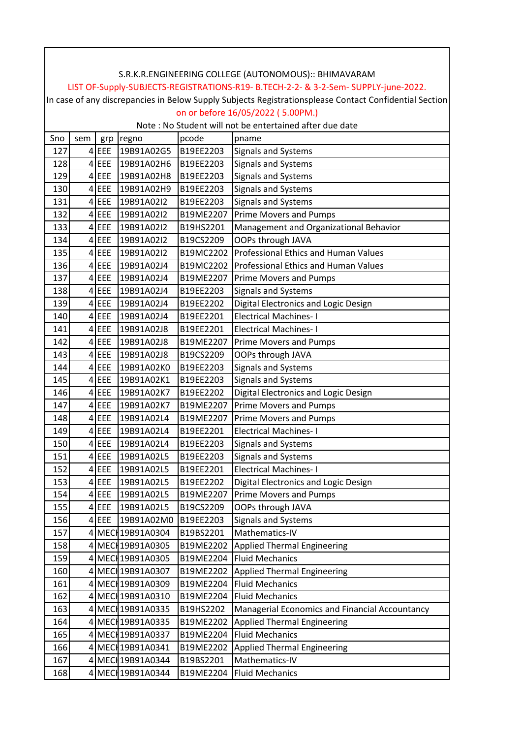S.R.K.R.ENGINEERING COLLEGE (AUTONOMOUS):: BHIMAVARAM

LIST OF-Supply-SUBJECTS-REGISTRATIONS-R19- B.TECH-2-2- & 3-2-Sem- SUPPLY-june-2022.

In case of any discrepancies in Below Supply Subjects Registrationsplease Contact Confidential Section on or before 16/05/2022 ( 5.00PM.)

Note : No Student will not be entertained after due date

| Sno | sem | grp | regno | pcode | pname |
|---|---|---|---|---|---|
| 127 | 4 | EEE | 19B91A02G5 | B19EE2203 | Signals and Systems |
| 128 | 4 | EEE | 19B91A02H6 | B19EE2203 | Signals and Systems |
| 129 | 4 | EEE | 19B91A02H8 | B19EE2203 | Signals and Systems |
| 130 | 4 | EEE | 19B91A02H9 | B19EE2203 | Signals and Systems |
| 131 | 4 | EEE | 19B91A02I2 | B19EE2203 | Signals and Systems |
| 132 | 4 | EEE | 19B91A02I2 | B19ME2207 | Prime Movers and Pumps |
| 133 | 4 | EEE | 19B91A02I2 | B19HS2201 | Management and Organizational Behavior |
| 134 | 4 | EEE | 19B91A02I2 | B19CS2209 | OOPs through JAVA |
| 135 | 4 | EEE | 19B91A02I2 | B19MC2202 | Professional Ethics and Human Values |
| 136 | 4 | EEE | 19B91A02J4 | B19MC2202 | Professional Ethics and Human Values |
| 137 | 4 | EEE | 19B91A02J4 | B19ME2207 | Prime Movers and Pumps |
| 138 | 4 | EEE | 19B91A02J4 | B19EE2203 | Signals and Systems |
| 139 | 4 | EEE | 19B91A02J4 | B19EE2202 | Digital Electronics and Logic Design |
| 140 | 4 | EEE | 19B91A02J4 | B19EE2201 | Electrical Machines- I |
| 141 | 4 | EEE | 19B91A02J8 | B19EE2201 | Electrical Machines- I |
| 142 | 4 | EEE | 19B91A02J8 | B19ME2207 | Prime Movers and Pumps |
| 143 | 4 | EEE | 19B91A02J8 | B19CS2209 | OOPs through JAVA |
| 144 | 4 | EEE | 19B91A02K0 | B19EE2203 | Signals and Systems |
| 145 | 4 | EEE | 19B91A02K1 | B19EE2203 | Signals and Systems |
| 146 | 4 | EEE | 19B91A02K7 | B19EE2202 | Digital Electronics and Logic Design |
| 147 | 4 | EEE | 19B91A02K7 | B19ME2207 | Prime Movers and Pumps |
| 148 | 4 | EEE | 19B91A02L4 | B19ME2207 | Prime Movers and Pumps |
| 149 | 4 | EEE | 19B91A02L4 | B19EE2201 | Electrical Machines- I |
| 150 | 4 | EEE | 19B91A02L4 | B19EE2203 | Signals and Systems |
| 151 | 4 | EEE | 19B91A02L5 | B19EE2203 | Signals and Systems |
| 152 | 4 | EEE | 19B91A02L5 | B19EE2201 | Electrical Machines- I |
| 153 | 4 | EEE | 19B91A02L5 | B19EE2202 | Digital Electronics and Logic Design |
| 154 | 4 | EEE | 19B91A02L5 | B19ME2207 | Prime Movers and Pumps |
| 155 | 4 | EEE | 19B91A02L5 | B19CS2209 | OOPs through JAVA |
| 156 | 4 | EEE | 19B91A02M0 | B19EE2203 | Signals and Systems |
| 157 | 4 | MECH | 19B91A0304 | B19BS2201 | Mathematics-IV |
| 158 | 4 | MECH | 19B91A0305 | B19ME2202 | Applied Thermal Engineering |
| 159 | 4 | MECH | 19B91A0305 | B19ME2204 | Fluid Mechanics |
| 160 | 4 | MECH | 19B91A0307 | B19ME2202 | Applied Thermal Engineering |
| 161 | 4 | MECH | 19B91A0309 | B19ME2204 | Fluid Mechanics |
| 162 | 4 | MECH | 19B91A0310 | B19ME2204 | Fluid Mechanics |
| 163 | 4 | MECH | 19B91A0335 | B19HS2202 | Managerial Economics and Financial Accountancy |
| 164 | 4 | MECH | 19B91A0335 | B19ME2202 | Applied Thermal Engineering |
| 165 | 4 | MECH | 19B91A0337 | B19ME2204 | Fluid Mechanics |
| 166 | 4 | MECH | 19B91A0341 | B19ME2202 | Applied Thermal Engineering |
| 167 | 4 | MECH | 19B91A0344 | B19BS2201 | Mathematics-IV |
| 168 | 4 | MECH | 19B91A0344 | B19ME2204 | Fluid Mechanics |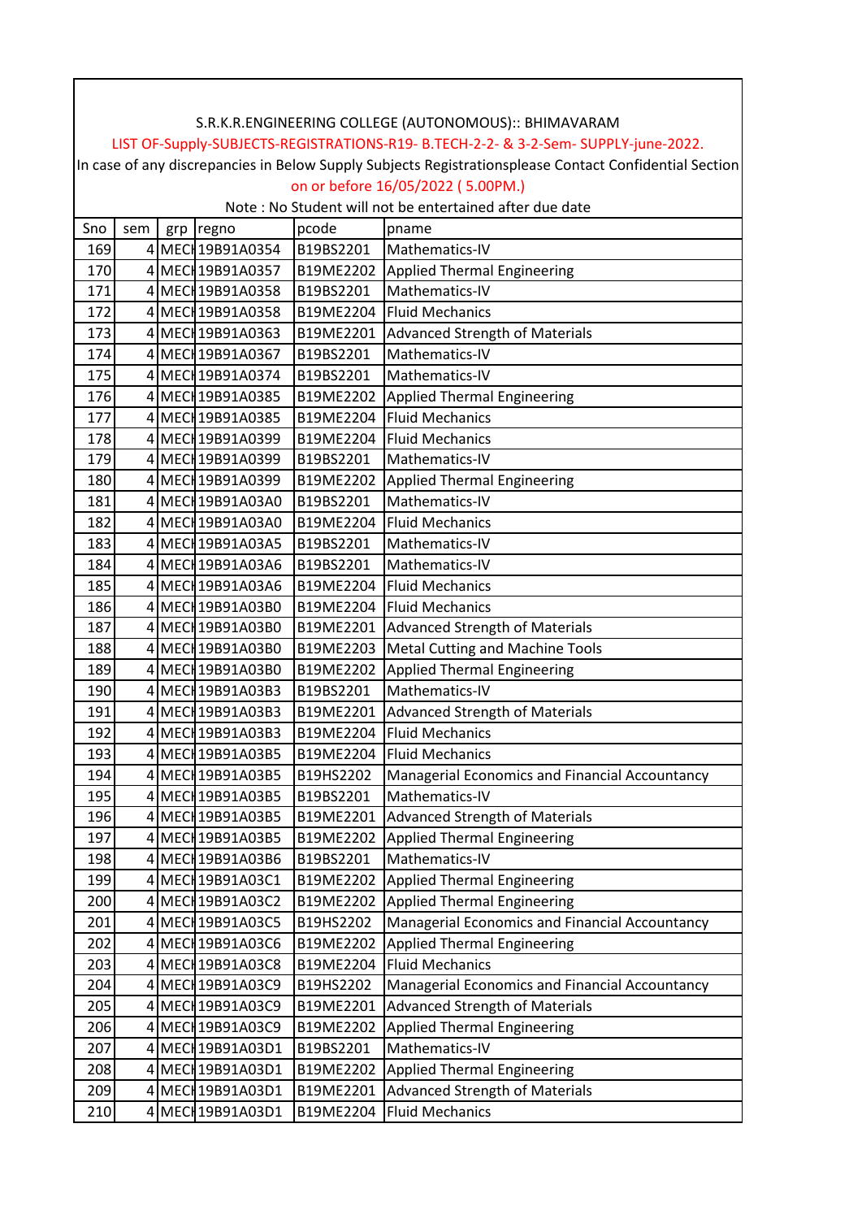S.R.K.R.ENGINEERING COLLEGE (AUTONOMOUS):: BHIMAVARAM

LIST OF-Supply-SUBJECTS-REGISTRATIONS-R19- B.TECH-2-2- & 3-2-Sem- SUPPLY-june-2022.

In case of any discrepancies in Below Supply Subjects Registrationsplease Contact Confidential Section on or before 16/05/2022 ( 5.00PM.)

Note : No Student will not be entertained after due date

| Sno | sem | grp | regno | pcode | pname |
|---|---|---|---|---|---|
| 169 | 4 | MECH | 19B91A0354 | B19BS2201 | Mathematics-IV |
| 170 | 4 | MECH | 19B91A0357 | B19ME2202 | Applied Thermal Engineering |
| 171 | 4 | MECH | 19B91A0358 | B19BS2201 | Mathematics-IV |
| 172 | 4 | MECH | 19B91A0358 | B19ME2204 | Fluid Mechanics |
| 173 | 4 | MECH | 19B91A0363 | B19ME2201 | Advanced Strength of Materials |
| 174 | 4 | MECH | 19B91A0367 | B19BS2201 | Mathematics-IV |
| 175 | 4 | MECH | 19B91A0374 | B19BS2201 | Mathematics-IV |
| 176 | 4 | MECH | 19B91A0385 | B19ME2202 | Applied Thermal Engineering |
| 177 | 4 | MECH | 19B91A0385 | B19ME2204 | Fluid Mechanics |
| 178 | 4 | MECH | 19B91A0399 | B19ME2204 | Fluid Mechanics |
| 179 | 4 | MECH | 19B91A0399 | B19BS2201 | Mathematics-IV |
| 180 | 4 | MECH | 19B91A0399 | B19ME2202 | Applied Thermal Engineering |
| 181 | 4 | MECH | 19B91A03A0 | B19BS2201 | Mathematics-IV |
| 182 | 4 | MECH | 19B91A03A0 | B19ME2204 | Fluid Mechanics |
| 183 | 4 | MECH | 19B91A03A5 | B19BS2201 | Mathematics-IV |
| 184 | 4 | MECH | 19B91A03A6 | B19BS2201 | Mathematics-IV |
| 185 | 4 | MECH | 19B91A03A6 | B19ME2204 | Fluid Mechanics |
| 186 | 4 | MECH | 19B91A03B0 | B19ME2204 | Fluid Mechanics |
| 187 | 4 | MECH | 19B91A03B0 | B19ME2201 | Advanced Strength of Materials |
| 188 | 4 | MECH | 19B91A03B0 | B19ME2203 | Metal Cutting and Machine Tools |
| 189 | 4 | MECH | 19B91A03B0 | B19ME2202 | Applied Thermal Engineering |
| 190 | 4 | MECH | 19B91A03B3 | B19BS2201 | Mathematics-IV |
| 191 | 4 | MECH | 19B91A03B3 | B19ME2201 | Advanced Strength of Materials |
| 192 | 4 | MECH | 19B91A03B3 | B19ME2204 | Fluid Mechanics |
| 193 | 4 | MECH | 19B91A03B5 | B19ME2204 | Fluid Mechanics |
| 194 | 4 | MECH | 19B91A03B5 | B19HS2202 | Managerial Economics and Financial Accountancy |
| 195 | 4 | MECH | 19B91A03B5 | B19BS2201 | Mathematics-IV |
| 196 | 4 | MECH | 19B91A03B5 | B19ME2201 | Advanced Strength of Materials |
| 197 | 4 | MECH | 19B91A03B5 | B19ME2202 | Applied Thermal Engineering |
| 198 | 4 | MECH | 19B91A03B6 | B19BS2201 | Mathematics-IV |
| 199 | 4 | MECH | 19B91A03C1 | B19ME2202 | Applied Thermal Engineering |
| 200 | 4 | MECH | 19B91A03C2 | B19ME2202 | Applied Thermal Engineering |
| 201 | 4 | MECH | 19B91A03C5 | B19HS2202 | Managerial Economics and Financial Accountancy |
| 202 | 4 | MECH | 19B91A03C6 | B19ME2202 | Applied Thermal Engineering |
| 203 | 4 | MECH | 19B91A03C8 | B19ME2204 | Fluid Mechanics |
| 204 | 4 | MECH | 19B91A03C9 | B19HS2202 | Managerial Economics and Financial Accountancy |
| 205 | 4 | MECH | 19B91A03C9 | B19ME2201 | Advanced Strength of Materials |
| 206 | 4 | MECH | 19B91A03C9 | B19ME2202 | Applied Thermal Engineering |
| 207 | 4 | MECH | 19B91A03D1 | B19BS2201 | Mathematics-IV |
| 208 | 4 | MECH | 19B91A03D1 | B19ME2202 | Applied Thermal Engineering |
| 209 | 4 | MECH | 19B91A03D1 | B19ME2201 | Advanced Strength of Materials |
| 210 | 4 | MECH | 19B91A03D1 | B19ME2204 | Fluid Mechanics |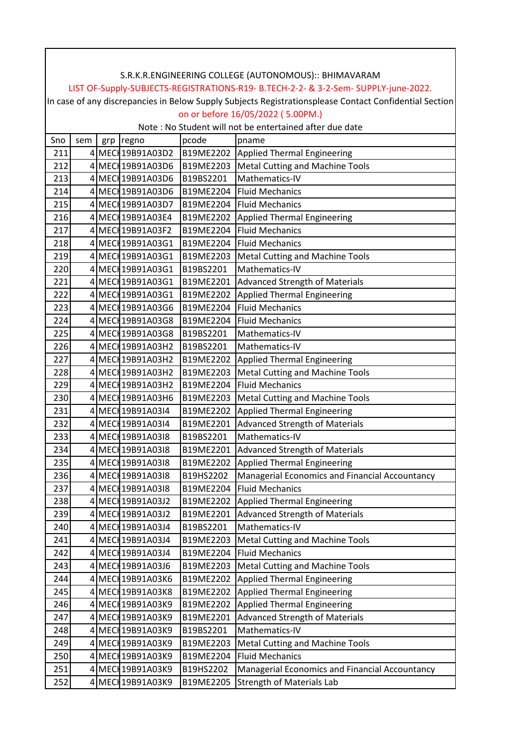S.R.K.R.ENGINEERING COLLEGE (AUTONOMOUS):: BHIMAVARAM

LIST OF-Supply-SUBJECTS-REGISTRATIONS-R19- B.TECH-2-2- & 3-2-Sem- SUPPLY-june-2022.

In case of any discrepancies in Below Supply Subjects Registrationsplease Contact Confidential Section on or before 16/05/2022 ( 5.00PM.)

Note : No Student will not be entertained after due date

| Sno | sem | grp | regno | pcode | pname |
|---|---|---|---|---|---|
| 211 | 4 | MECH | 19B91A03D2 | B19ME2202 | Applied Thermal Engineering |
| 212 | 4 | MECH | 19B91A03D6 | B19ME2203 | Metal Cutting and Machine Tools |
| 213 | 4 | MECH | 19B91A03D6 | B19BS2201 | Mathematics-IV |
| 214 | 4 | MECH | 19B91A03D6 | B19ME2204 | Fluid Mechanics |
| 215 | 4 | MECH | 19B91A03D7 | B19ME2204 | Fluid Mechanics |
| 216 | 4 | MECH | 19B91A03E4 | B19ME2202 | Applied Thermal Engineering |
| 217 | 4 | MECH | 19B91A03F2 | B19ME2204 | Fluid Mechanics |
| 218 | 4 | MECH | 19B91A03G1 | B19ME2204 | Fluid Mechanics |
| 219 | 4 | MECH | 19B91A03G1 | B19ME2203 | Metal Cutting and Machine Tools |
| 220 | 4 | MECH | 19B91A03G1 | B19BS2201 | Mathematics-IV |
| 221 | 4 | MECH | 19B91A03G1 | B19ME2201 | Advanced Strength of Materials |
| 222 | 4 | MECH | 19B91A03G1 | B19ME2202 | Applied Thermal Engineering |
| 223 | 4 | MECH | 19B91A03G6 | B19ME2204 | Fluid Mechanics |
| 224 | 4 | MECH | 19B91A03G8 | B19ME2204 | Fluid Mechanics |
| 225 | 4 | MECH | 19B91A03G8 | B19BS2201 | Mathematics-IV |
| 226 | 4 | MECH | 19B91A03H2 | B19BS2201 | Mathematics-IV |
| 227 | 4 | MECH | 19B91A03H2 | B19ME2202 | Applied Thermal Engineering |
| 228 | 4 | MECH | 19B91A03H2 | B19ME2203 | Metal Cutting and Machine Tools |
| 229 | 4 | MECH | 19B91A03H2 | B19ME2204 | Fluid Mechanics |
| 230 | 4 | MECH | 19B91A03H6 | B19ME2203 | Metal Cutting and Machine Tools |
| 231 | 4 | MECH | 19B91A03I4 | B19ME2202 | Applied Thermal Engineering |
| 232 | 4 | MECH | 19B91A03I4 | B19ME2201 | Advanced Strength of Materials |
| 233 | 4 | MECH | 19B91A03I8 | B19BS2201 | Mathematics-IV |
| 234 | 4 | MECH | 19B91A03I8 | B19ME2201 | Advanced Strength of Materials |
| 235 | 4 | MECH | 19B91A03I8 | B19ME2202 | Applied Thermal Engineering |
| 236 | 4 | MECH | 19B91A03I8 | B19HS2202 | Managerial Economics and Financial Accountancy |
| 237 | 4 | MECH | 19B91A03I8 | B19ME2204 | Fluid Mechanics |
| 238 | 4 | MECH | 19B91A03J2 | B19ME2202 | Applied Thermal Engineering |
| 239 | 4 | MECH | 19B91A03J2 | B19ME2201 | Advanced Strength of Materials |
| 240 | 4 | MECH | 19B91A03J4 | B19BS2201 | Mathematics-IV |
| 241 | 4 | MECH | 19B91A03J4 | B19ME2203 | Metal Cutting and Machine Tools |
| 242 | 4 | MECH | 19B91A03J4 | B19ME2204 | Fluid Mechanics |
| 243 | 4 | MECH | 19B91A03J6 | B19ME2203 | Metal Cutting and Machine Tools |
| 244 | 4 | MECH | 19B91A03K6 | B19ME2202 | Applied Thermal Engineering |
| 245 | 4 | MECH | 19B91A03K8 | B19ME2202 | Applied Thermal Engineering |
| 246 | 4 | MECH | 19B91A03K9 | B19ME2202 | Applied Thermal Engineering |
| 247 | 4 | MECH | 19B91A03K9 | B19ME2201 | Advanced Strength of Materials |
| 248 | 4 | MECH | 19B91A03K9 | B19BS2201 | Mathematics-IV |
| 249 | 4 | MECH | 19B91A03K9 | B19ME2203 | Metal Cutting and Machine Tools |
| 250 | 4 | MECH | 19B91A03K9 | B19ME2204 | Fluid Mechanics |
| 251 | 4 | MECH | 19B91A03K9 | B19HS2202 | Managerial Economics and Financial Accountancy |
| 252 | 4 | MECH | 19B91A03K9 | B19ME2205 | Strength of Materials Lab |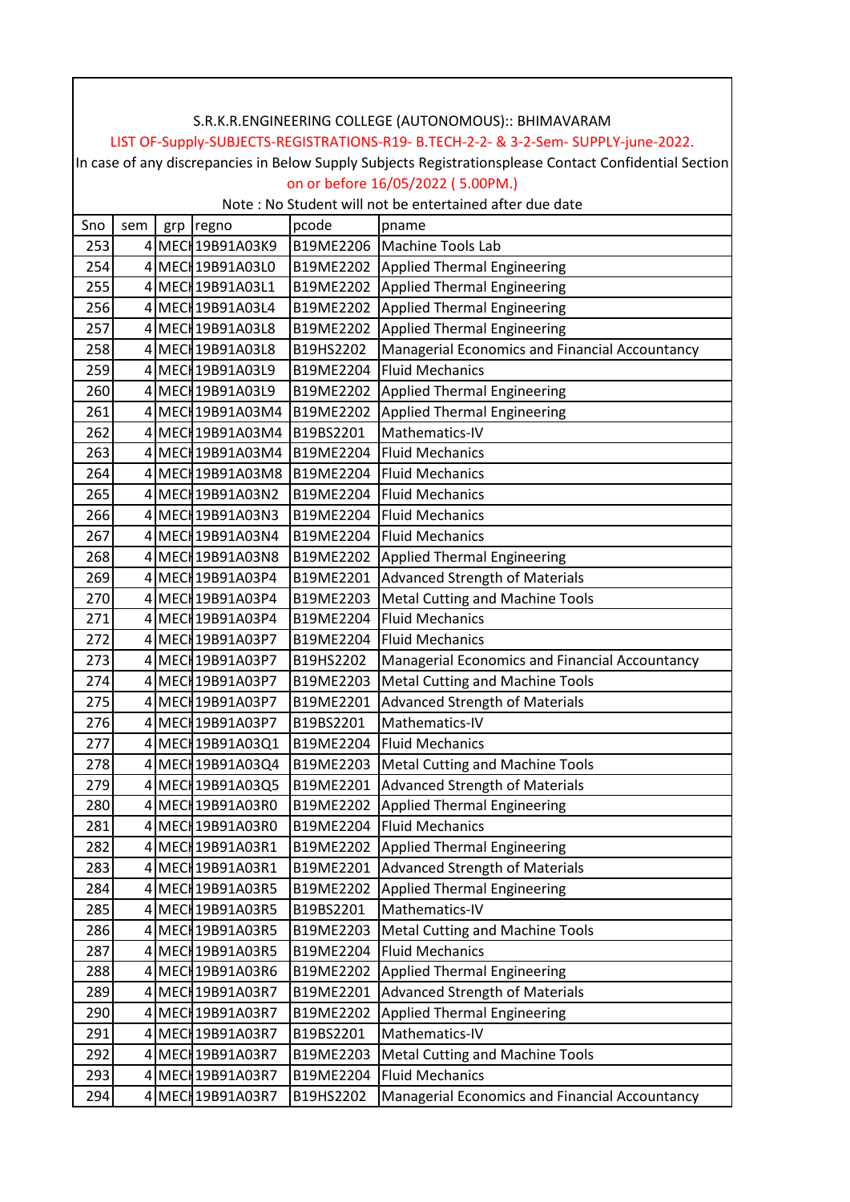S.R.K.R.ENGINEERING COLLEGE (AUTONOMOUS):: BHIMAVARAM

LIST OF-Supply-SUBJECTS-REGISTRATIONS-R19- B.TECH-2-2- & 3-2-Sem- SUPPLY-june-2022.

In case of any discrepancies in Below Supply Subjects Registrationsplease Contact Confidential Section on or before 16/05/2022 ( 5.00PM.)

Note : No Student will not be entertained after due date

| Sno | sem | grp | regno | pcode | pname |
|---|---|---|---|---|---|
| 253 | 4 | MECH | 19B91A03K9 | B19ME2206 | Machine Tools Lab |
| 254 | 4 | MECH | 19B91A03L0 | B19ME2202 | Applied Thermal Engineering |
| 255 | 4 | MECH | 19B91A03L1 | B19ME2202 | Applied Thermal Engineering |
| 256 | 4 | MECH | 19B91A03L4 | B19ME2202 | Applied Thermal Engineering |
| 257 | 4 | MECH | 19B91A03L8 | B19ME2202 | Applied Thermal Engineering |
| 258 | 4 | MECH | 19B91A03L8 | B19HS2202 | Managerial Economics and Financial Accountancy |
| 259 | 4 | MECH | 19B91A03L9 | B19ME2204 | Fluid Mechanics |
| 260 | 4 | MECH | 19B91A03L9 | B19ME2202 | Applied Thermal Engineering |
| 261 | 4 | MECH | 19B91A03M4 | B19ME2202 | Applied Thermal Engineering |
| 262 | 4 | MECH | 19B91A03M4 | B19BS2201 | Mathematics-IV |
| 263 | 4 | MECH | 19B91A03M4 | B19ME2204 | Fluid Mechanics |
| 264 | 4 | MECH | 19B91A03M8 | B19ME2204 | Fluid Mechanics |
| 265 | 4 | MECH | 19B91A03N2 | B19ME2204 | Fluid Mechanics |
| 266 | 4 | MECH | 19B91A03N3 | B19ME2204 | Fluid Mechanics |
| 267 | 4 | MECH | 19B91A03N4 | B19ME2204 | Fluid Mechanics |
| 268 | 4 | MECH | 19B91A03N8 | B19ME2202 | Applied Thermal Engineering |
| 269 | 4 | MECH | 19B91A03P4 | B19ME2201 | Advanced Strength of Materials |
| 270 | 4 | MECH | 19B91A03P4 | B19ME2203 | Metal Cutting and Machine Tools |
| 271 | 4 | MECH | 19B91A03P4 | B19ME2204 | Fluid Mechanics |
| 272 | 4 | MECH | 19B91A03P7 | B19ME2204 | Fluid Mechanics |
| 273 | 4 | MECH | 19B91A03P7 | B19HS2202 | Managerial Economics and Financial Accountancy |
| 274 | 4 | MECH | 19B91A03P7 | B19ME2203 | Metal Cutting and Machine Tools |
| 275 | 4 | MECH | 19B91A03P7 | B19ME2201 | Advanced Strength of Materials |
| 276 | 4 | MECH | 19B91A03P7 | B19BS2201 | Mathematics-IV |
| 277 | 4 | MECH | 19B91A03Q1 | B19ME2204 | Fluid Mechanics |
| 278 | 4 | MECH | 19B91A03Q4 | B19ME2203 | Metal Cutting and Machine Tools |
| 279 | 4 | MECH | 19B91A03Q5 | B19ME2201 | Advanced Strength of Materials |
| 280 | 4 | MECH | 19B91A03R0 | B19ME2202 | Applied Thermal Engineering |
| 281 | 4 | MECH | 19B91A03R0 | B19ME2204 | Fluid Mechanics |
| 282 | 4 | MECH | 19B91A03R1 | B19ME2202 | Applied Thermal Engineering |
| 283 | 4 | MECH | 19B91A03R1 | B19ME2201 | Advanced Strength of Materials |
| 284 | 4 | MECH | 19B91A03R5 | B19ME2202 | Applied Thermal Engineering |
| 285 | 4 | MECH | 19B91A03R5 | B19BS2201 | Mathematics-IV |
| 286 | 4 | MECH | 19B91A03R5 | B19ME2203 | Metal Cutting and Machine Tools |
| 287 | 4 | MECH | 19B91A03R5 | B19ME2204 | Fluid Mechanics |
| 288 | 4 | MECH | 19B91A03R6 | B19ME2202 | Applied Thermal Engineering |
| 289 | 4 | MECH | 19B91A03R7 | B19ME2201 | Advanced Strength of Materials |
| 290 | 4 | MECH | 19B91A03R7 | B19ME2202 | Applied Thermal Engineering |
| 291 | 4 | MECH | 19B91A03R7 | B19BS2201 | Mathematics-IV |
| 292 | 4 | MECH | 19B91A03R7 | B19ME2203 | Metal Cutting and Machine Tools |
| 293 | 4 | MECH | 19B91A03R7 | B19ME2204 | Fluid Mechanics |
| 294 | 4 | MECH | 19B91A03R7 | B19HS2202 | Managerial Economics and Financial Accountancy |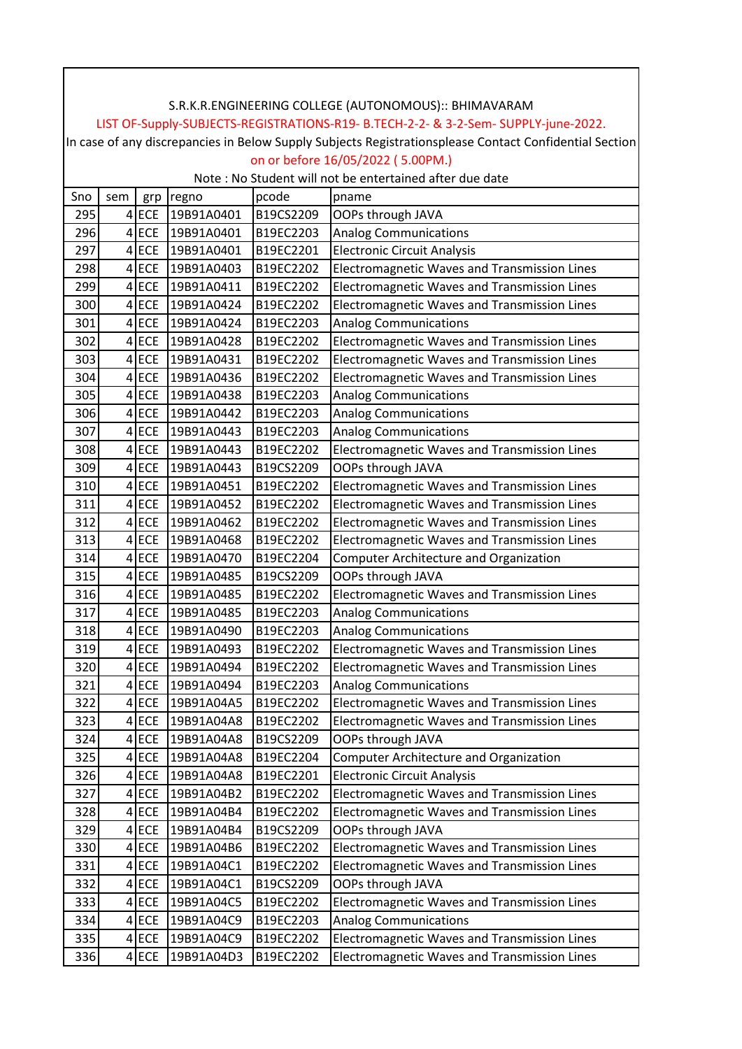S.R.K.R.ENGINEERING COLLEGE (AUTONOMOUS):: BHIMAVARAM

LIST OF-Supply-SUBJECTS-REGISTRATIONS-R19- B.TECH-2-2- & 3-2-Sem- SUPPLY-june-2022.

In case of any discrepancies in Below Supply Subjects Registrationsplease Contact Confidential Section on or before 16/05/2022 ( 5.00PM.)

Note : No Student will not be entertained after due date

| Sno | sem | grp | regno | pcode | pname |
|---|---|---|---|---|---|
| 295 | 4 | ECE | 19B91A0401 | B19CS2209 | OOPs through JAVA |
| 296 | 4 | ECE | 19B91A0401 | B19EC2203 | Analog Communications |
| 297 | 4 | ECE | 19B91A0401 | B19EC2201 | Electronic Circuit Analysis |
| 298 | 4 | ECE | 19B91A0403 | B19EC2202 | Electromagnetic Waves and Transmission Lines |
| 299 | 4 | ECE | 19B91A0411 | B19EC2202 | Electromagnetic Waves and Transmission Lines |
| 300 | 4 | ECE | 19B91A0424 | B19EC2202 | Electromagnetic Waves and Transmission Lines |
| 301 | 4 | ECE | 19B91A0424 | B19EC2203 | Analog Communications |
| 302 | 4 | ECE | 19B91A0428 | B19EC2202 | Electromagnetic Waves and Transmission Lines |
| 303 | 4 | ECE | 19B91A0431 | B19EC2202 | Electromagnetic Waves and Transmission Lines |
| 304 | 4 | ECE | 19B91A0436 | B19EC2202 | Electromagnetic Waves and Transmission Lines |
| 305 | 4 | ECE | 19B91A0438 | B19EC2203 | Analog Communications |
| 306 | 4 | ECE | 19B91A0442 | B19EC2203 | Analog Communications |
| 307 | 4 | ECE | 19B91A0443 | B19EC2203 | Analog Communications |
| 308 | 4 | ECE | 19B91A0443 | B19EC2202 | Electromagnetic Waves and Transmission Lines |
| 309 | 4 | ECE | 19B91A0443 | B19CS2209 | OOPs through JAVA |
| 310 | 4 | ECE | 19B91A0451 | B19EC2202 | Electromagnetic Waves and Transmission Lines |
| 311 | 4 | ECE | 19B91A0452 | B19EC2202 | Electromagnetic Waves and Transmission Lines |
| 312 | 4 | ECE | 19B91A0462 | B19EC2202 | Electromagnetic Waves and Transmission Lines |
| 313 | 4 | ECE | 19B91A0468 | B19EC2202 | Electromagnetic Waves and Transmission Lines |
| 314 | 4 | ECE | 19B91A0470 | B19EC2204 | Computer Architecture and Organization |
| 315 | 4 | ECE | 19B91A0485 | B19CS2209 | OOPs through JAVA |
| 316 | 4 | ECE | 19B91A0485 | B19EC2202 | Electromagnetic Waves and Transmission Lines |
| 317 | 4 | ECE | 19B91A0485 | B19EC2203 | Analog Communications |
| 318 | 4 | ECE | 19B91A0490 | B19EC2203 | Analog Communications |
| 319 | 4 | ECE | 19B91A0493 | B19EC2202 | Electromagnetic Waves and Transmission Lines |
| 320 | 4 | ECE | 19B91A0494 | B19EC2202 | Electromagnetic Waves and Transmission Lines |
| 321 | 4 | ECE | 19B91A0494 | B19EC2203 | Analog Communications |
| 322 | 4 | ECE | 19B91A04A5 | B19EC2202 | Electromagnetic Waves and Transmission Lines |
| 323 | 4 | ECE | 19B91A04A8 | B19EC2202 | Electromagnetic Waves and Transmission Lines |
| 324 | 4 | ECE | 19B91A04A8 | B19CS2209 | OOPs through JAVA |
| 325 | 4 | ECE | 19B91A04A8 | B19EC2204 | Computer Architecture and Organization |
| 326 | 4 | ECE | 19B91A04A8 | B19EC2201 | Electronic Circuit Analysis |
| 327 | 4 | ECE | 19B91A04B2 | B19EC2202 | Electromagnetic Waves and Transmission Lines |
| 328 | 4 | ECE | 19B91A04B4 | B19EC2202 | Electromagnetic Waves and Transmission Lines |
| 329 | 4 | ECE | 19B91A04B4 | B19CS2209 | OOPs through JAVA |
| 330 | 4 | ECE | 19B91A04B6 | B19EC2202 | Electromagnetic Waves and Transmission Lines |
| 331 | 4 | ECE | 19B91A04C1 | B19EC2202 | Electromagnetic Waves and Transmission Lines |
| 332 | 4 | ECE | 19B91A04C1 | B19CS2209 | OOPs through JAVA |
| 333 | 4 | ECE | 19B91A04C5 | B19EC2202 | Electromagnetic Waves and Transmission Lines |
| 334 | 4 | ECE | 19B91A04C9 | B19EC2203 | Analog Communications |
| 335 | 4 | ECE | 19B91A04C9 | B19EC2202 | Electromagnetic Waves and Transmission Lines |
| 336 | 4 | ECE | 19B91A04D3 | B19EC2202 | Electromagnetic Waves and Transmission Lines |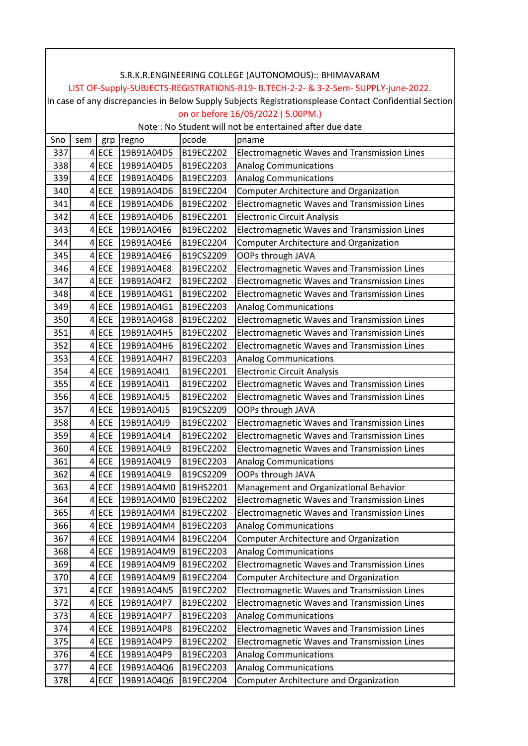S.R.K.R.ENGINEERING COLLEGE (AUTONOMOUS):: BHIMAVARAM

LIST OF-Supply-SUBJECTS-REGISTRATIONS-R19- B.TECH-2-2- & 3-2-Sem- SUPPLY-june-2022.

In case of any discrepancies in Below Supply Subjects Registrationsplease Contact Confidential Section on or before 16/05/2022 ( 5.00PM.)

Note : No Student will not be entertained after due date

| Sno | sem | grp | regno | pcode | pname |
|---|---|---|---|---|---|
| 337 | 4 | ECE | 19B91A04D5 | B19EC2202 | Electromagnetic Waves and Transmission Lines |
| 338 | 4 | ECE | 19B91A04D5 | B19EC2203 | Analog Communications |
| 339 | 4 | ECE | 19B91A04D6 | B19EC2203 | Analog Communications |
| 340 | 4 | ECE | 19B91A04D6 | B19EC2204 | Computer Architecture and Organization |
| 341 | 4 | ECE | 19B91A04D6 | B19EC2202 | Electromagnetic Waves and Transmission Lines |
| 342 | 4 | ECE | 19B91A04D6 | B19EC2201 | Electronic Circuit Analysis |
| 343 | 4 | ECE | 19B91A04E6 | B19EC2202 | Electromagnetic Waves and Transmission Lines |
| 344 | 4 | ECE | 19B91A04E6 | B19EC2204 | Computer Architecture and Organization |
| 345 | 4 | ECE | 19B91A04E6 | B19CS2209 | OOPs through JAVA |
| 346 | 4 | ECE | 19B91A04E8 | B19EC2202 | Electromagnetic Waves and Transmission Lines |
| 347 | 4 | ECE | 19B91A04F2 | B19EC2202 | Electromagnetic Waves and Transmission Lines |
| 348 | 4 | ECE | 19B91A04G1 | B19EC2202 | Electromagnetic Waves and Transmission Lines |
| 349 | 4 | ECE | 19B91A04G1 | B19EC2203 | Analog Communications |
| 350 | 4 | ECE | 19B91A04G8 | B19EC2202 | Electromagnetic Waves and Transmission Lines |
| 351 | 4 | ECE | 19B91A04H5 | B19EC2202 | Electromagnetic Waves and Transmission Lines |
| 352 | 4 | ECE | 19B91A04H6 | B19EC2202 | Electromagnetic Waves and Transmission Lines |
| 353 | 4 | ECE | 19B91A04H7 | B19EC2203 | Analog Communications |
| 354 | 4 | ECE | 19B91A04I1 | B19EC2201 | Electronic Circuit Analysis |
| 355 | 4 | ECE | 19B91A04I1 | B19EC2202 | Electromagnetic Waves and Transmission Lines |
| 356 | 4 | ECE | 19B91A04J5 | B19EC2202 | Electromagnetic Waves and Transmission Lines |
| 357 | 4 | ECE | 19B91A04J5 | B19CS2209 | OOPs through JAVA |
| 358 | 4 | ECE | 19B91A04J9 | B19EC2202 | Electromagnetic Waves and Transmission Lines |
| 359 | 4 | ECE | 19B91A04L4 | B19EC2202 | Electromagnetic Waves and Transmission Lines |
| 360 | 4 | ECE | 19B91A04L9 | B19EC2202 | Electromagnetic Waves and Transmission Lines |
| 361 | 4 | ECE | 19B91A04L9 | B19EC2203 | Analog Communications |
| 362 | 4 | ECE | 19B91A04L9 | B19CS2209 | OOPs through JAVA |
| 363 | 4 | ECE | 19B91A04M0 | B19HS2201 | Management and Organizational Behavior |
| 364 | 4 | ECE | 19B91A04M0 | B19EC2202 | Electromagnetic Waves and Transmission Lines |
| 365 | 4 | ECE | 19B91A04M4 | B19EC2202 | Electromagnetic Waves and Transmission Lines |
| 366 | 4 | ECE | 19B91A04M4 | B19EC2203 | Analog Communications |
| 367 | 4 | ECE | 19B91A04M4 | B19EC2204 | Computer Architecture and Organization |
| 368 | 4 | ECE | 19B91A04M9 | B19EC2203 | Analog Communications |
| 369 | 4 | ECE | 19B91A04M9 | B19EC2202 | Electromagnetic Waves and Transmission Lines |
| 370 | 4 | ECE | 19B91A04M9 | B19EC2204 | Computer Architecture and Organization |
| 371 | 4 | ECE | 19B91A04N5 | B19EC2202 | Electromagnetic Waves and Transmission Lines |
| 372 | 4 | ECE | 19B91A04P7 | B19EC2202 | Electromagnetic Waves and Transmission Lines |
| 373 | 4 | ECE | 19B91A04P7 | B19EC2203 | Analog Communications |
| 374 | 4 | ECE | 19B91A04P8 | B19EC2202 | Electromagnetic Waves and Transmission Lines |
| 375 | 4 | ECE | 19B91A04P9 | B19EC2202 | Electromagnetic Waves and Transmission Lines |
| 376 | 4 | ECE | 19B91A04P9 | B19EC2203 | Analog Communications |
| 377 | 4 | ECE | 19B91A04Q6 | B19EC2203 | Analog Communications |
| 378 | 4 | ECE | 19B91A04Q6 | B19EC2204 | Computer Architecture and Organization |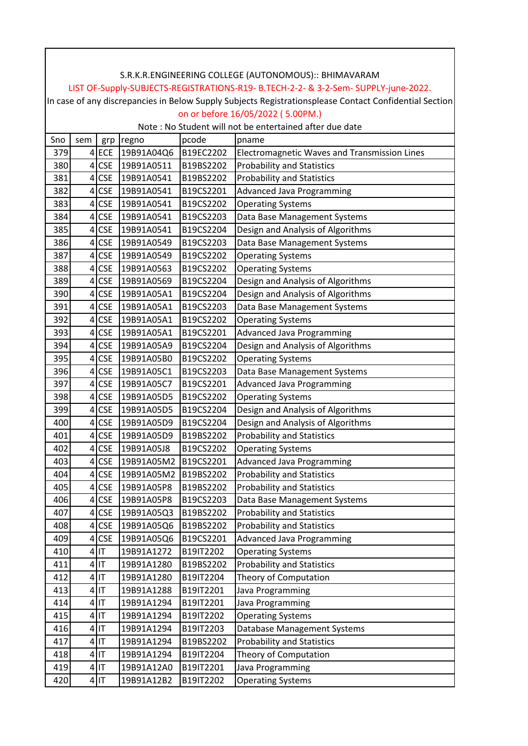S.R.K.R.ENGINEERING COLLEGE (AUTONOMOUS):: BHIMAVARAM

LIST OF-Supply-SUBJECTS-REGISTRATIONS-R19- B.TECH-2-2- & 3-2-Sem- SUPPLY-june-2022.

In case of any discrepancies in Below Supply Subjects Registrationsplease Contact Confidential Section on or before 16/05/2022 ( 5.00PM.)

Note : No Student will not be entertained after due date

| Sno | sem | grp | regno | pcode | pname |
|---|---|---|---|---|---|
| 379 | 4 | ECE | 19B91A04Q6 | B19EC2202 | Electromagnetic Waves and Transmission Lines |
| 380 | 4 | CSE | 19B91A0511 | B19BS2202 | Probability and Statistics |
| 381 | 4 | CSE | 19B91A0541 | B19BS2202 | Probability and Statistics |
| 382 | 4 | CSE | 19B91A0541 | B19CS2201 | Advanced Java Programming |
| 383 | 4 | CSE | 19B91A0541 | B19CS2202 | Operating Systems |
| 384 | 4 | CSE | 19B91A0541 | B19CS2203 | Data Base Management Systems |
| 385 | 4 | CSE | 19B91A0541 | B19CS2204 | Design and Analysis of Algorithms |
| 386 | 4 | CSE | 19B91A0549 | B19CS2203 | Data Base Management Systems |
| 387 | 4 | CSE | 19B91A0549 | B19CS2202 | Operating Systems |
| 388 | 4 | CSE | 19B91A0563 | B19CS2202 | Operating Systems |
| 389 | 4 | CSE | 19B91A0569 | B19CS2204 | Design and Analysis of Algorithms |
| 390 | 4 | CSE | 19B91A05A1 | B19CS2204 | Design and Analysis of Algorithms |
| 391 | 4 | CSE | 19B91A05A1 | B19CS2203 | Data Base Management Systems |
| 392 | 4 | CSE | 19B91A05A1 | B19CS2202 | Operating Systems |
| 393 | 4 | CSE | 19B91A05A1 | B19CS2201 | Advanced Java Programming |
| 394 | 4 | CSE | 19B91A05A9 | B19CS2204 | Design and Analysis of Algorithms |
| 395 | 4 | CSE | 19B91A05B0 | B19CS2202 | Operating Systems |
| 396 | 4 | CSE | 19B91A05C1 | B19CS2203 | Data Base Management Systems |
| 397 | 4 | CSE | 19B91A05C7 | B19CS2201 | Advanced Java Programming |
| 398 | 4 | CSE | 19B91A05D5 | B19CS2202 | Operating Systems |
| 399 | 4 | CSE | 19B91A05D5 | B19CS2204 | Design and Analysis of Algorithms |
| 400 | 4 | CSE | 19B91A05D9 | B19CS2204 | Design and Analysis of Algorithms |
| 401 | 4 | CSE | 19B91A05D9 | B19BS2202 | Probability and Statistics |
| 402 | 4 | CSE | 19B91A05J8 | B19CS2202 | Operating Systems |
| 403 | 4 | CSE | 19B91A05M2 | B19CS2201 | Advanced Java Programming |
| 404 | 4 | CSE | 19B91A05M2 | B19BS2202 | Probability and Statistics |
| 405 | 4 | CSE | 19B91A05P8 | B19BS2202 | Probability and Statistics |
| 406 | 4 | CSE | 19B91A05P8 | B19CS2203 | Data Base Management Systems |
| 407 | 4 | CSE | 19B91A05Q3 | B19BS2202 | Probability and Statistics |
| 408 | 4 | CSE | 19B91A05Q6 | B19BS2202 | Probability and Statistics |
| 409 | 4 | CSE | 19B91A05Q6 | B19CS2201 | Advanced Java Programming |
| 410 | 4 | IT | 19B91A1272 | B19IT2202 | Operating Systems |
| 411 | 4 | IT | 19B91A1280 | B19BS2202 | Probability and Statistics |
| 412 | 4 | IT | 19B91A1280 | B19IT2204 | Theory of Computation |
| 413 | 4 | IT | 19B91A1288 | B19IT2201 | Java Programming |
| 414 | 4 | IT | 19B91A1294 | B19IT2201 | Java Programming |
| 415 | 4 | IT | 19B91A1294 | B19IT2202 | Operating Systems |
| 416 | 4 | IT | 19B91A1294 | B19IT2203 | Database Management Systems |
| 417 | 4 | IT | 19B91A1294 | B19BS2202 | Probability and Statistics |
| 418 | 4 | IT | 19B91A1294 | B19IT2204 | Theory of Computation |
| 419 | 4 | IT | 19B91A12A0 | B19IT2201 | Java Programming |
| 420 | 4 | IT | 19B91A12B2 | B19IT2202 | Operating Systems |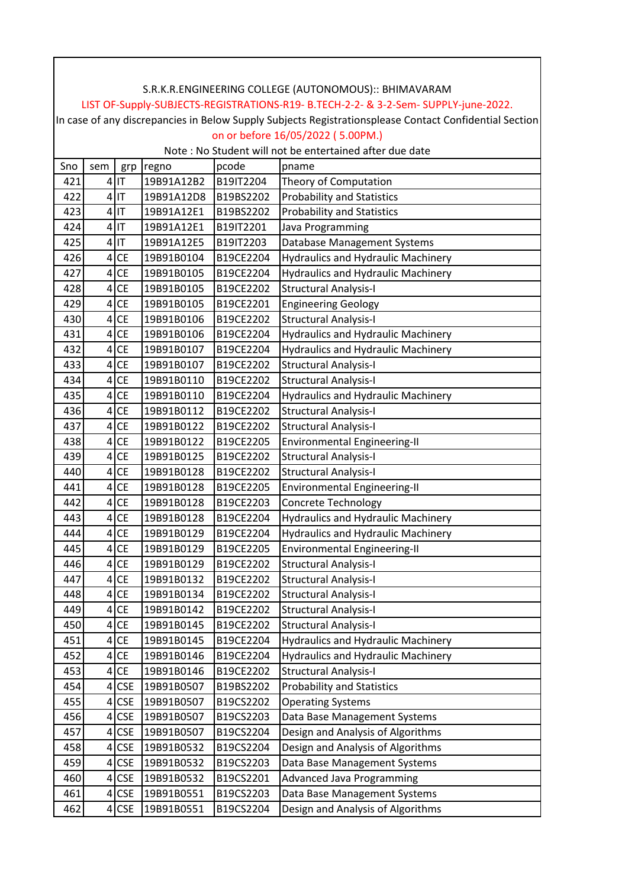S.R.K.R.ENGINEERING COLLEGE (AUTONOMOUS):: BHIMAVARAM

LIST OF-Supply-SUBJECTS-REGISTRATIONS-R19- B.TECH-2-2- & 3-2-Sem- SUPPLY-june-2022.

In case of any discrepancies in Below Supply Subjects Registrationsplease Contact Confidential Section on or before 16/05/2022 ( 5.00PM.)

Note : No Student will not be entertained after due date

| Sno | sem | grp | regno | pcode | pname |
|---|---|---|---|---|---|
| 421 | 4 | IT | 19B91A12B2 | B19IT2204 | Theory of Computation |
| 422 | 4 | IT | 19B91A12D8 | B19BS2202 | Probability and Statistics |
| 423 | 4 | IT | 19B91A12E1 | B19BS2202 | Probability and Statistics |
| 424 | 4 | IT | 19B91A12E1 | B19IT2201 | Java Programming |
| 425 | 4 | IT | 19B91A12E5 | B19IT2203 | Database Management Systems |
| 426 | 4 | CE | 19B91B0104 | B19CE2204 | Hydraulics and Hydraulic Machinery |
| 427 | 4 | CE | 19B91B0105 | B19CE2204 | Hydraulics and Hydraulic Machinery |
| 428 | 4 | CE | 19B91B0105 | B19CE2202 | Structural Analysis-I |
| 429 | 4 | CE | 19B91B0105 | B19CE2201 | Engineering Geology |
| 430 | 4 | CE | 19B91B0106 | B19CE2202 | Structural Analysis-I |
| 431 | 4 | CE | 19B91B0106 | B19CE2204 | Hydraulics and Hydraulic Machinery |
| 432 | 4 | CE | 19B91B0107 | B19CE2204 | Hydraulics and Hydraulic Machinery |
| 433 | 4 | CE | 19B91B0107 | B19CE2202 | Structural Analysis-I |
| 434 | 4 | CE | 19B91B0110 | B19CE2202 | Structural Analysis-I |
| 435 | 4 | CE | 19B91B0110 | B19CE2204 | Hydraulics and Hydraulic Machinery |
| 436 | 4 | CE | 19B91B0112 | B19CE2202 | Structural Analysis-I |
| 437 | 4 | CE | 19B91B0122 | B19CE2202 | Structural Analysis-I |
| 438 | 4 | CE | 19B91B0122 | B19CE2205 | Environmental Engineering-II |
| 439 | 4 | CE | 19B91B0125 | B19CE2202 | Structural Analysis-I |
| 440 | 4 | CE | 19B91B0128 | B19CE2202 | Structural Analysis-I |
| 441 | 4 | CE | 19B91B0128 | B19CE2205 | Environmental Engineering-II |
| 442 | 4 | CE | 19B91B0128 | B19CE2203 | Concrete Technology |
| 443 | 4 | CE | 19B91B0128 | B19CE2204 | Hydraulics and Hydraulic Machinery |
| 444 | 4 | CE | 19B91B0129 | B19CE2204 | Hydraulics and Hydraulic Machinery |
| 445 | 4 | CE | 19B91B0129 | B19CE2205 | Environmental Engineering-II |
| 446 | 4 | CE | 19B91B0129 | B19CE2202 | Structural Analysis-I |
| 447 | 4 | CE | 19B91B0132 | B19CE2202 | Structural Analysis-I |
| 448 | 4 | CE | 19B91B0134 | B19CE2202 | Structural Analysis-I |
| 449 | 4 | CE | 19B91B0142 | B19CE2202 | Structural Analysis-I |
| 450 | 4 | CE | 19B91B0145 | B19CE2202 | Structural Analysis-I |
| 451 | 4 | CE | 19B91B0145 | B19CE2204 | Hydraulics and Hydraulic Machinery |
| 452 | 4 | CE | 19B91B0146 | B19CE2204 | Hydraulics and Hydraulic Machinery |
| 453 | 4 | CE | 19B91B0146 | B19CE2202 | Structural Analysis-I |
| 454 | 4 | CSE | 19B91B0507 | B19BS2202 | Probability and Statistics |
| 455 | 4 | CSE | 19B91B0507 | B19CS2202 | Operating Systems |
| 456 | 4 | CSE | 19B91B0507 | B19CS2203 | Data Base Management Systems |
| 457 | 4 | CSE | 19B91B0507 | B19CS2204 | Design and Analysis of Algorithms |
| 458 | 4 | CSE | 19B91B0532 | B19CS2204 | Design and Analysis of Algorithms |
| 459 | 4 | CSE | 19B91B0532 | B19CS2203 | Data Base Management Systems |
| 460 | 4 | CSE | 19B91B0532 | B19CS2201 | Advanced Java Programming |
| 461 | 4 | CSE | 19B91B0551 | B19CS2203 | Data Base Management Systems |
| 462 | 4 | CSE | 19B91B0551 | B19CS2204 | Design and Analysis of Algorithms |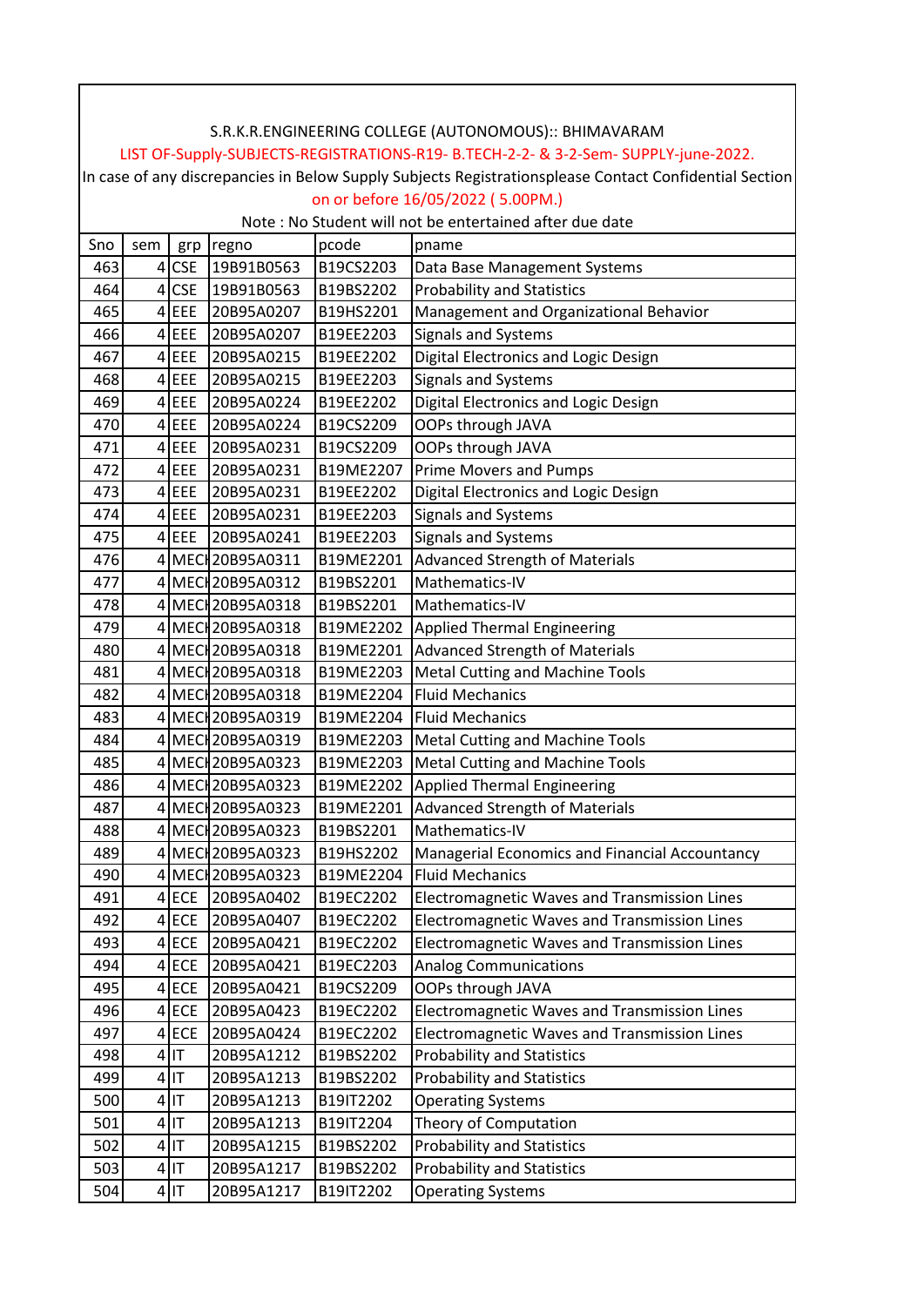S.R.K.R.ENGINEERING COLLEGE (AUTONOMOUS):: BHIMAVARAM

LIST OF-Supply-SUBJECTS-REGISTRATIONS-R19- B.TECH-2-2- & 3-2-Sem- SUPPLY-june-2022.

In case of any discrepancies in Below Supply Subjects Registrationsplease Contact Confidential Section on or before 16/05/2022 ( 5.00PM.)

Note : No Student will not be entertained after due date

| Sno | sem | grp | regno | pcode | pname |
|---|---|---|---|---|---|
| 463 | 4 | CSE | 19B91B0563 | B19CS2203 | Data Base Management Systems |
| 464 | 4 | CSE | 19B91B0563 | B19BS2202 | Probability and Statistics |
| 465 | 4 | EEE | 20B95A0207 | B19HS2201 | Management and Organizational Behavior |
| 466 | 4 | EEE | 20B95A0207 | B19EE2203 | Signals and Systems |
| 467 | 4 | EEE | 20B95A0215 | B19EE2202 | Digital Electronics and Logic Design |
| 468 | 4 | EEE | 20B95A0215 | B19EE2203 | Signals and Systems |
| 469 | 4 | EEE | 20B95A0224 | B19EE2202 | Digital Electronics and Logic Design |
| 470 | 4 | EEE | 20B95A0224 | B19CS2209 | OOPs through JAVA |
| 471 | 4 | EEE | 20B95A0231 | B19CS2209 | OOPs through JAVA |
| 472 | 4 | EEE | 20B95A0231 | B19ME2207 | Prime Movers and Pumps |
| 473 | 4 | EEE | 20B95A0231 | B19EE2202 | Digital Electronics and Logic Design |
| 474 | 4 | EEE | 20B95A0231 | B19EE2203 | Signals and Systems |
| 475 | 4 | EEE | 20B95A0241 | B19EE2203 | Signals and Systems |
| 476 | 4 | MECH | 20B95A0311 | B19ME2201 | Advanced Strength of Materials |
| 477 | 4 | MECH | 20B95A0312 | B19BS2201 | Mathematics-IV |
| 478 | 4 | MECH | 20B95A0318 | B19BS2201 | Mathematics-IV |
| 479 | 4 | MECH | 20B95A0318 | B19ME2202 | Applied Thermal Engineering |
| 480 | 4 | MECH | 20B95A0318 | B19ME2201 | Advanced Strength of Materials |
| 481 | 4 | MECH | 20B95A0318 | B19ME2203 | Metal Cutting and Machine Tools |
| 482 | 4 | MECH | 20B95A0318 | B19ME2204 | Fluid Mechanics |
| 483 | 4 | MECH | 20B95A0319 | B19ME2204 | Fluid Mechanics |
| 484 | 4 | MECH | 20B95A0319 | B19ME2203 | Metal Cutting and Machine Tools |
| 485 | 4 | MECH | 20B95A0323 | B19ME2203 | Metal Cutting and Machine Tools |
| 486 | 4 | MECH | 20B95A0323 | B19ME2202 | Applied Thermal Engineering |
| 487 | 4 | MECH | 20B95A0323 | B19ME2201 | Advanced Strength of Materials |
| 488 | 4 | MECH | 20B95A0323 | B19BS2201 | Mathematics-IV |
| 489 | 4 | MECH | 20B95A0323 | B19HS2202 | Managerial Economics and Financial Accountancy |
| 490 | 4 | MECH | 20B95A0323 | B19ME2204 | Fluid Mechanics |
| 491 | 4 | ECE | 20B95A0402 | B19EC2202 | Electromagnetic Waves and Transmission Lines |
| 492 | 4 | ECE | 20B95A0407 | B19EC2202 | Electromagnetic Waves and Transmission Lines |
| 493 | 4 | ECE | 20B95A0421 | B19EC2202 | Electromagnetic Waves and Transmission Lines |
| 494 | 4 | ECE | 20B95A0421 | B19EC2203 | Analog Communications |
| 495 | 4 | ECE | 20B95A0421 | B19CS2209 | OOPs through JAVA |
| 496 | 4 | ECE | 20B95A0423 | B19EC2202 | Electromagnetic Waves and Transmission Lines |
| 497 | 4 | ECE | 20B95A0424 | B19EC2202 | Electromagnetic Waves and Transmission Lines |
| 498 | 4 | IT | 20B95A1212 | B19BS2202 | Probability and Statistics |
| 499 | 4 | IT | 20B95A1213 | B19BS2202 | Probability and Statistics |
| 500 | 4 | IT | 20B95A1213 | B19IT2202 | Operating Systems |
| 501 | 4 | IT | 20B95A1213 | B19IT2204 | Theory of Computation |
| 502 | 4 | IT | 20B95A1215 | B19BS2202 | Probability and Statistics |
| 503 | 4 | IT | 20B95A1217 | B19BS2202 | Probability and Statistics |
| 504 | 4 | IT | 20B95A1217 | B19IT2202 | Operating Systems |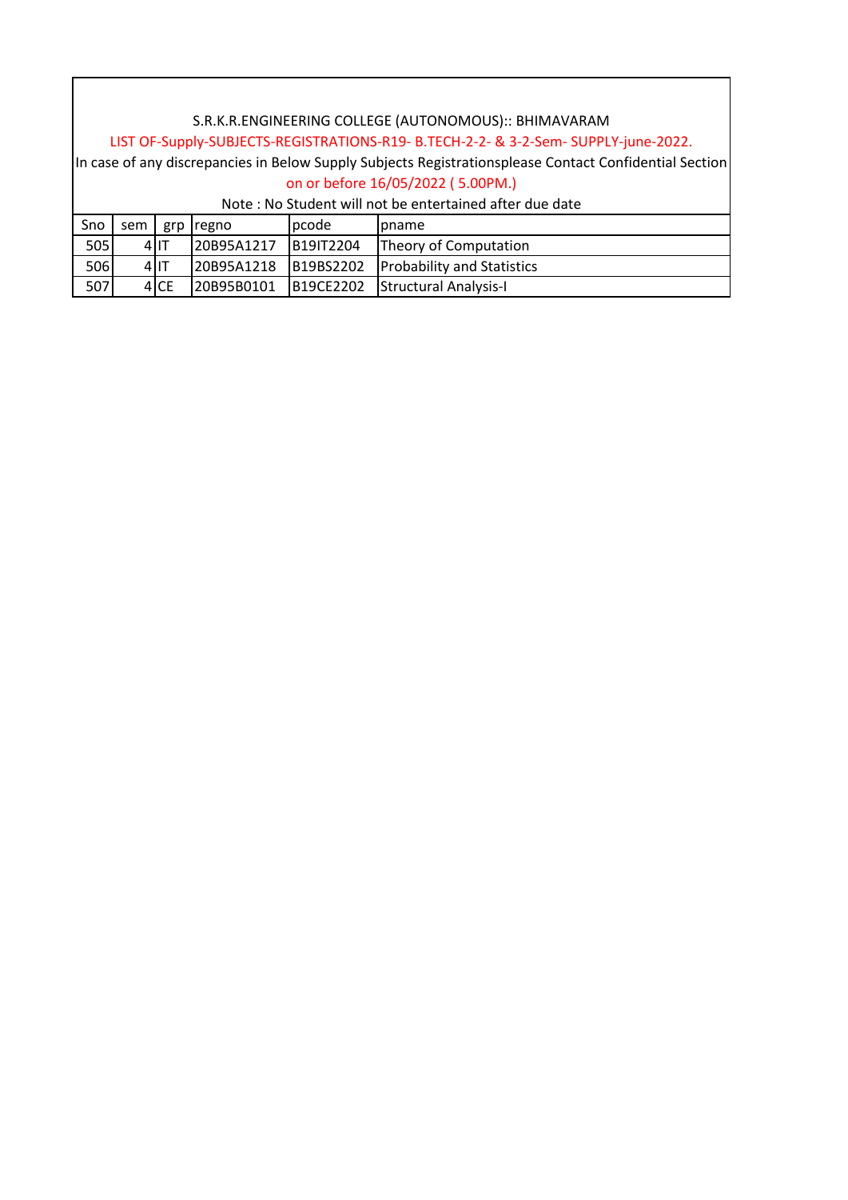S.R.K.R.ENGINEERING COLLEGE (AUTONOMOUS):: BHIMAVARAM

LIST OF-Supply-SUBJECTS-REGISTRATIONS-R19- B.TECH-2-2- & 3-2-Sem- SUPPLY-june-2022.

In case of any discrepancies in Below Supply Subjects Registrationsplease Contact Confidential Section on or before 16/05/2022 ( 5.00PM.)

Note : No Student will not be entertained after due date

| Sno | sem | grp | regno | pcode | pname |
|---|---|---|---|---|---|
| 505 | 4 | IT | 20B95A1217 | B19IT2204 | Theory of Computation |
| 506 | 4 | IT | 20B95A1218 | B19BS2202 | Probability and Statistics |
| 507 | 4 | CE | 20B95B0101 | B19CE2202 | Structural Analysis-I |